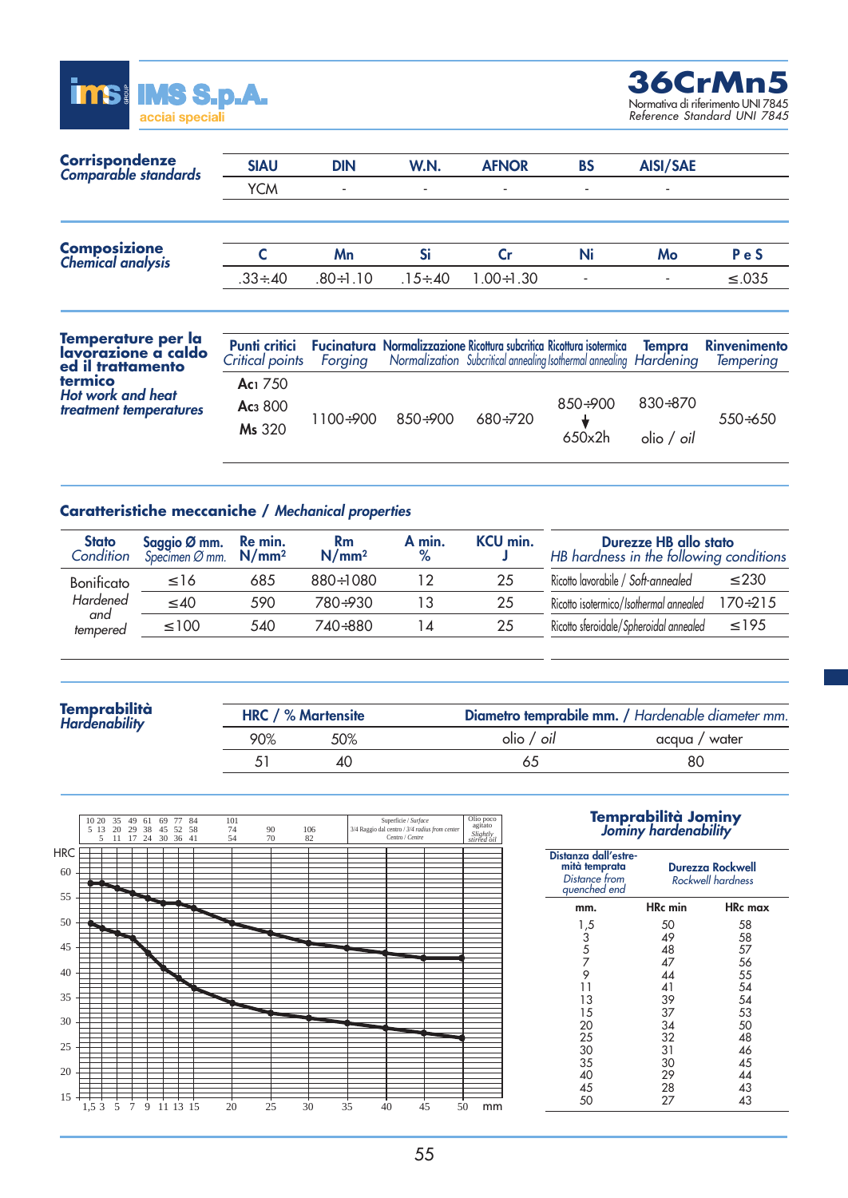**IMS S.p.A.** acciai speciali

# 36CrMn5

Normativa di riferimento UNI 7845
*Reference Standard UNI 7845*

## Corrispondenze / *Comparable standards*

| SIAU | DIN | W.N. | AFNOR | BS | AISI/SAE |
|---|---|---|---|---|---|
| YCM | - | - | - | - | - |

## Composizione / *Chemical analysis*

| C | Mn | Si | Cr | Ni | Mo | P e S |
|---|---|---|---|---|---|---|
| .33÷.40 | .80÷1.10 | .15÷.40 | 1.00÷1.30 | - | - | ≤.035 |

## Temperature per la lavorazione a caldo ed il trattamento termico / *Hot work and heat treatment temperatures*

| Punti critici / *Critical points* | Fucinatura / *Forging* | Normalizzazione / *Normalization* | Ricottura subcritica / *Subcritical annealing* | Ricottura isotermica / *Isothermal annealing* | Tempra / *Hardening* | Rinvenimento / *Tempering* |
|---|---|---|---|---|---|---|
| $Ac_1$ 750<br>$Ac_3$ 800<br>Ms 320 | 1100÷900 | 850÷900 | 680÷720 | 850÷900 ↓ 650x2h | 830÷870<br>olio / *oil* | 550÷650 |

## Caratteristiche meccaniche / *Mechanical properties*

| Stato / *Condition* | Saggio Ø mm. / *Specimen Ø mm.* | Re min. N/mm² | Rm N/mm² | A min. % | KCU min. J |
|---|---|---|---|---|---|
| Bonificato / *Hardened and tempered* | ≤16 | 685 | 880÷1080 | 12 | 25 |
| | ≤40 | 590 | 780÷930 | 13 | 25 |
| | ≤100 | 540 | 740÷880 | 14 | 25 |

| Durezze HB allo stato / *HB hardness in the following conditions* | |
|---|---|
| Ricotto lavorabile / *Soft-annealed* | ≤230 |
| Ricotto isotermico / *Isothermal annealed* | 170÷215 |
| Ricotto sferoidale / *Spheroidal annealed* | ≤195 |

## Temprabilità / *Hardenability*

| HRC / % Martensite | | Diametro temprabile mm. / *Hardenable diameter mm.* | |
|---|---|---|---|
| 90% | 50% | olio / *oil* | acqua / water |
| 51 | 40 | 65 | 80 |

## Temprabilità Jominy / *Jominy hardenability*

| Distanza dall'estremità temprata / *Distance from quenched end* mm. | Durezza Rockwell / *Rockwell hardness* HRc min | HRc max |
|---|---|---|
| 1,5 | 50 | 58 |
| 3 | 49 | 58 |
| 5 | 48 | 57 |
| 7 | 47 | 56 |
| 9 | 44 | 55 |
| 11 | 41 | 54 |
| 13 | 39 | 54 |
| 15 | 37 | 53 |
| 20 | 34 | 50 |
| 25 | 32 | 48 |
| 30 | 31 | 46 |
| 35 | 30 | 45 |
| 40 | 29 | 44 |
| 45 | 28 | 43 |
| 50 | 27 | 43 |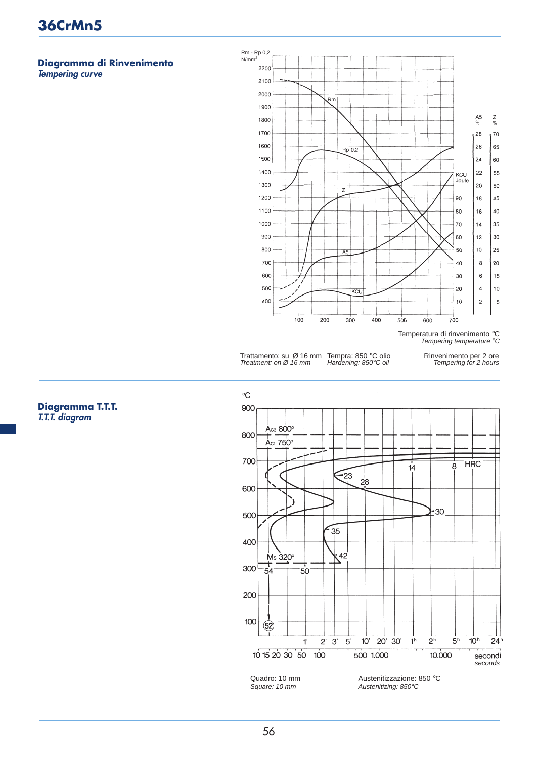# 36CrMn5

## Diagramma di Rinvenimento
*Tempering curve*

Rm - Rp 0,2
N/mm²

2200
2100
2000
1900
1800
1700
1600
1500
1400
1300
1200
1100
1000
900
800
700
600
500
400

Rm
Rp 0,2
Z
A5
KCU

KCU
Joule

90
80
70
60
50
40
30
20
10

A5
%

28
26
24
22
20
18
16
14
12
10
8
6
4
2

Z
%

70
65
60
55
50
45
40
35
30
25
20
15
10
5

100 200 300 400 500 600 700

Temperatura di rinvenimento °C
*Tempering temperature °C*

Trattamento: su Ø 16 mm
*Treatment: on Ø 16 mm*

Tempra: 850 °C olio
*Hardening: 850°C oil*

Rinvenimento per 2 ore
*Tempering for 2 hours*

## Diagramma T.T.T.
*T.T.T. diagram*

°C

900
800
700
600
500
400
300
200
100

$A_{c3}$ 800°
$A_{c1}$ 750°
$M_s$ 320°

HRC
23
28
14
8
30
35
42
54
50
52

1' 2' 3' 5' 10' 20' 30' 1h 2h 5h 10h 24h

10 15 20 30 50 100 500 1.000 10.000

secondi
*seconds*

Quadro: 10 mm
*Square: 10 mm*

Austenitizzazione: 850 °C
*Austenitizing: 850°C*